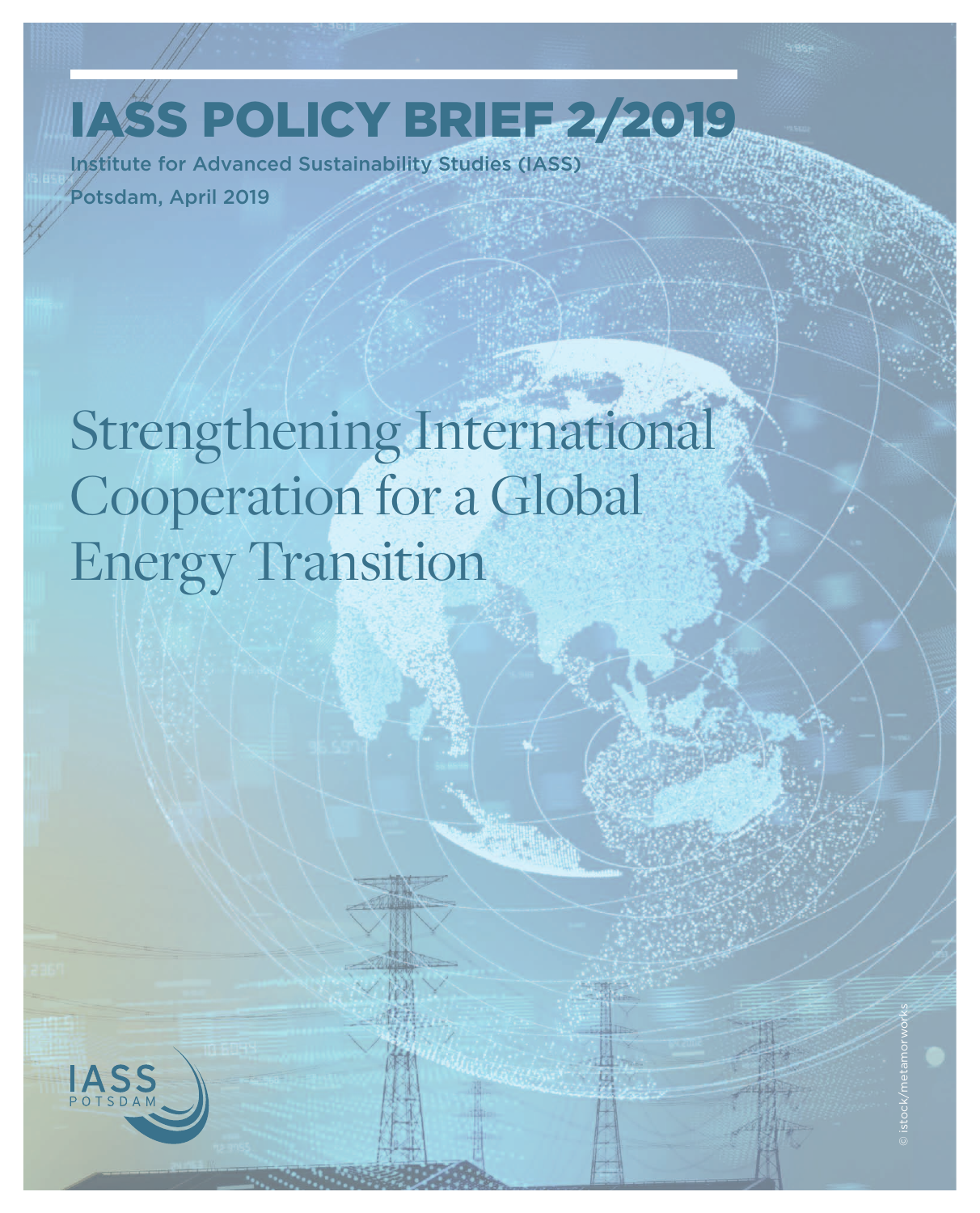# IASS POLICY BRIEF 2/2019

Institute for Advanced Sustainability Studies (IASS)

Potsdam, April 2019

# Strengthening International Cooperation for a Global Energy Transition

© istock/metamorworks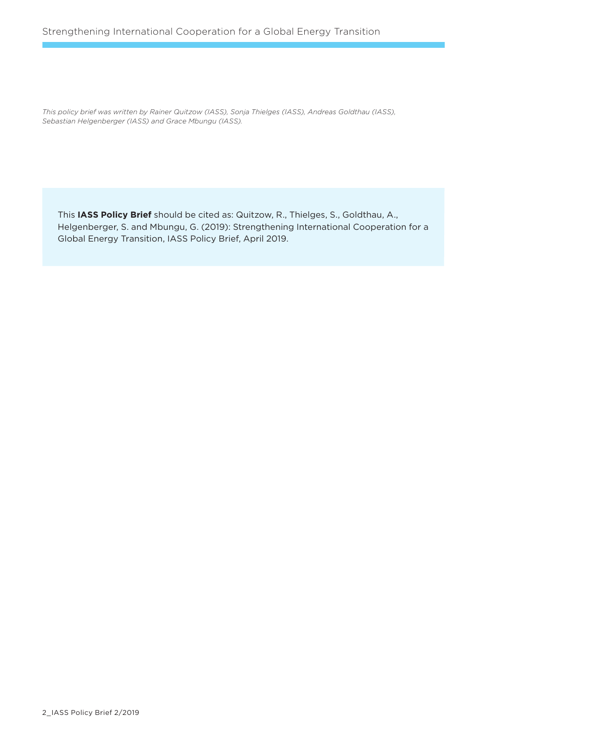*This policy brief was written by Rainer Quitzow (IASS), Sonja Thielges (IASS), Andreas Goldthau (IASS), Sebastian Helgenberger (IASS) and Grace Mbungu (IASS).*

This **IASS Policy Brief** should be cited as: Quitzow, R., Thielges, S., Goldthau, A., Helgenberger, S. and Mbungu, G. (2019): Strengthening International Cooperation for a Global Energy Transition, IASS Policy Brief, April 2019.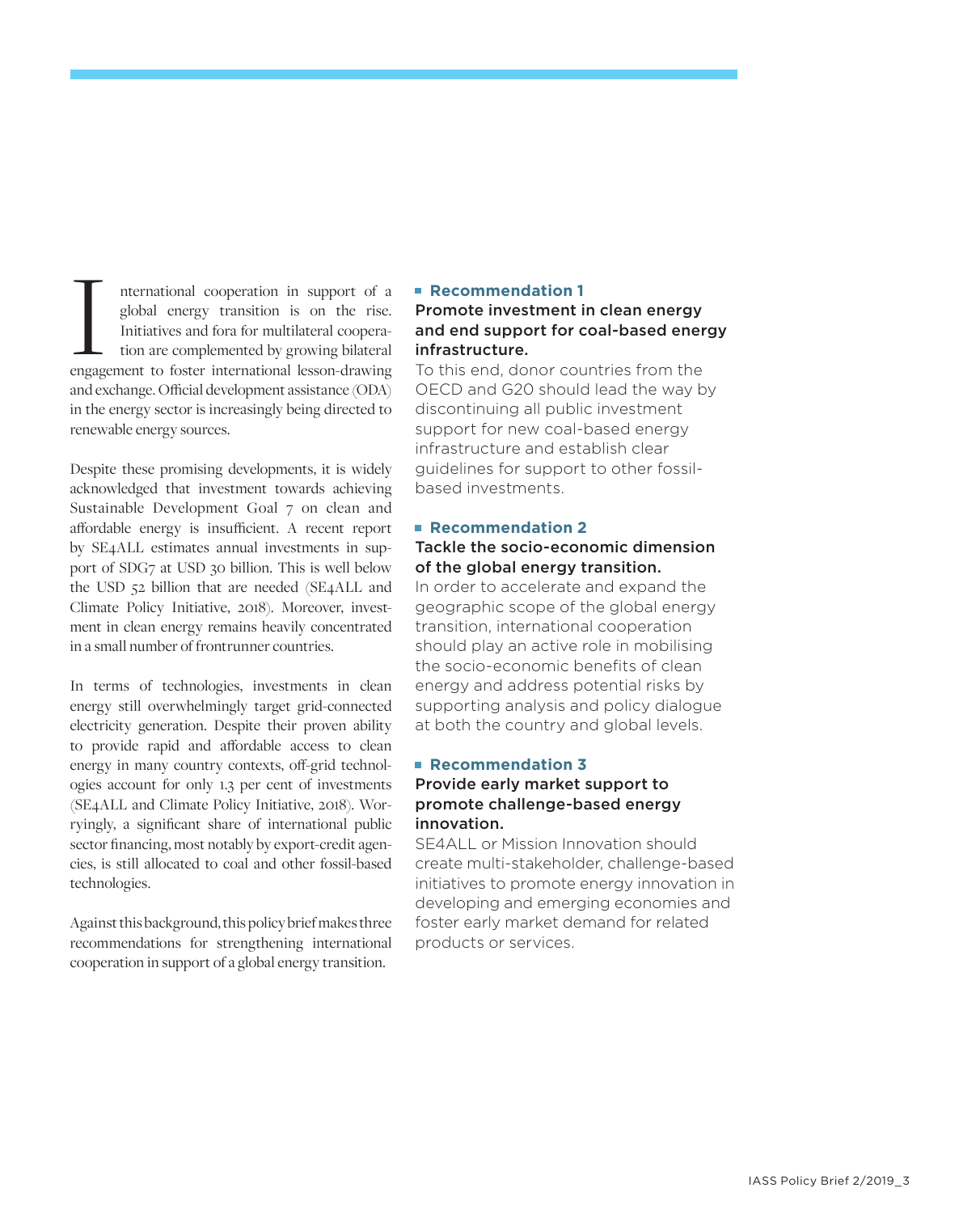International cooperation in support of a global energy transition is on the rise. Initiatives and fora for multilateral cooperation are complemented by growing bilateral engagement to foster international lesson-drawing and exchange. Official development assistance (ODA) in the energy sector is increasingly being directed to renewable energy sources.

Despite these promising developments, it is widely acknowledged that investment towards achieving Sustainable Development Goal 7 on clean and affordable energy is insufficient. A recent report by SE4ALL estimates annual investments in support of SDG7 at USD 30 billion. This is well below the USD 52 billion that are needed (SE4ALL and Climate Policy Initiative, 2018). Moreover, investment in clean energy remains heavily concentrated in a small number of frontrunner countries.

In terms of technologies, investments in clean energy still overwhelmingly target grid-connected electricity generation. Despite their proven ability to provide rapid and affordable access to clean energy in many country contexts, off-grid technologies account for only 1.3 per cent of investments (SE4ALL and Climate Policy Initiative, 2018). Worryingly, a significant share of international public sector financing, most notably by export-credit agencies, is still allocated to coal and other fossil-based technologies.

Against this background, this policy brief makes three recommendations for strengthening international cooperation in support of a global energy transition.

### Recommendation 1

**Promote investment in clean energy and end support for coal-based energy infrastructure.**

To this end, donor countries from the OECD and G20 should lead the way by discontinuing all public investment support for new coal-based energy infrastructure and establish clear guidelines for support to other fossil-based investments.

### Recommendation 2

**Tackle the socio-economic dimension of the global energy transition.**

In order to accelerate and expand the geographic scope of the global energy transition, international cooperation should play an active role in mobilising the socio-economic benefits of clean energy and address potential risks by supporting analysis and policy dialogue at both the country and global levels.

### Recommendation 3

**Provide early market support to promote challenge-based energy innovation.**

SE4ALL or Mission Innovation should create multi-stakeholder, challenge-based initiatives to promote energy innovation in developing and emerging economies and foster early market demand for related products or services.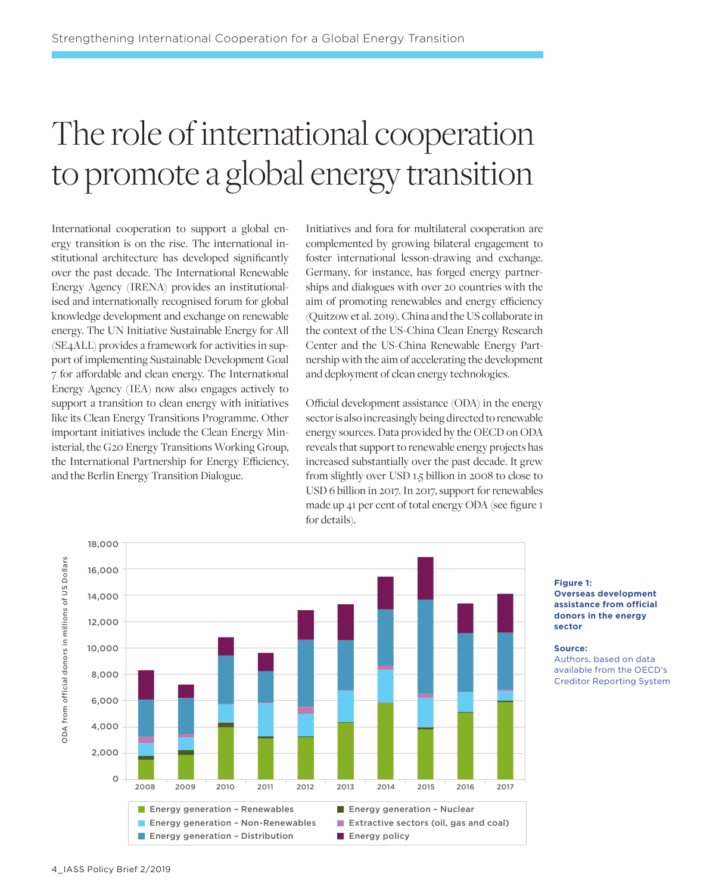# The role of international cooperation to promote a global energy transition

International cooperation to support a global energy transition is on the rise. The international institutional architecture has developed significantly over the past decade. The International Renewable Energy Agency (IRENA) provides an institutionalised and internationally recognised forum for global knowledge development and exchange on renewable energy. The UN Initiative Sustainable Energy for All (SE4ALL) provides a framework for activities in support of implementing Sustainable Development Goal 7 for affordable and clean energy. The International Energy Agency (IEA) now also engages actively to support a transition to clean energy with initiatives like its Clean Energy Transitions Programme. Other important initiatives include the Clean Energy Ministerial, the G20 Energy Transitions Working Group, the International Partnership for Energy Efficiency, and the Berlin Energy Transition Dialogue.

Initiatives and fora for multilateral cooperation are complemented by growing bilateral engagement to foster international lesson-drawing and exchange. Germany, for instance, has forged energy partnerships and dialogues with over 20 countries with the aim of promoting renewables and energy efficiency (Quitzow et al. 2019). China and the US collaborate in the context of the US-China Clean Energy Research Center and the US-China Renewable Energy Partnership with the aim of accelerating the development and deployment of clean energy technologies.

Official development assistance (ODA) in the energy sector is also increasingly being directed to renewable energy sources. Data provided by the OECD on ODA reveals that support to renewable energy projects has increased substantially over the past decade. It grew from slightly over USD 1.5 billion in 2008 to close to USD 6 billion in 2017. In 2017, support for renewables made up 41 per cent of total energy ODA (see figure 1 for details).

**Figure 1: Overseas development assistance from official donors in the energy sector**

**Source:** Authors, based on data available from the OECD's Creditor Reporting System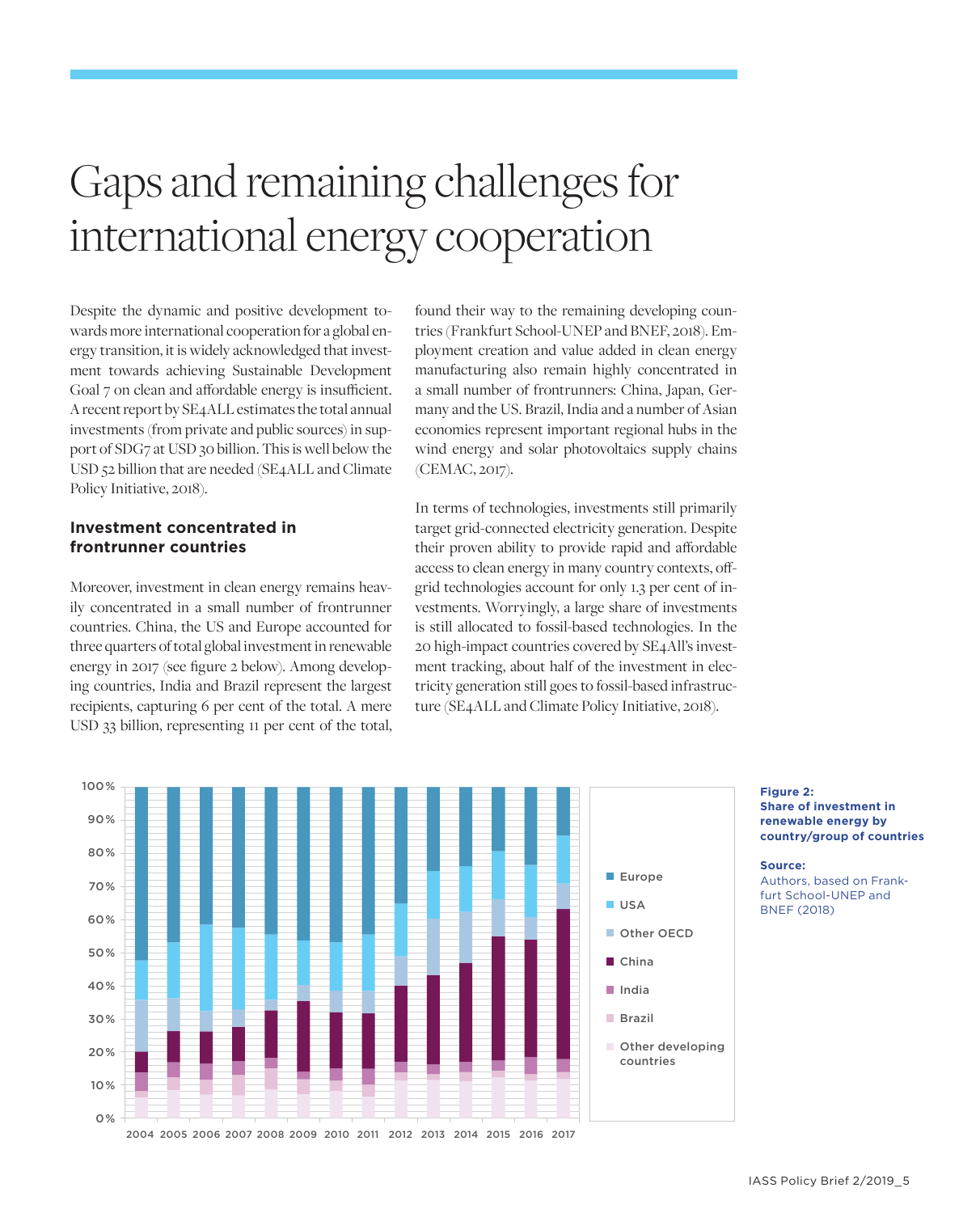# Gaps and remaining challenges for international energy cooperation

Despite the dynamic and positive development towards more international cooperation for a global energy transition, it is widely acknowledged that investment towards achieving Sustainable Development Goal 7 on clean and affordable energy is insufficient. A recent report by SE4ALL estimates the total annual investments (from private and public sources) in support of SDG7 at USD 30 billion. This is well below the USD 52 billion that are needed (SE4ALL and Climate Policy Initiative, 2018).

### Investment concentrated in frontrunner countries

Moreover, investment in clean energy remains heavily concentrated in a small number of frontrunner countries. China, the US and Europe accounted for three quarters of total global investment in renewable energy in 2017 (see figure 2 below). Among developing countries, India and Brazil represent the largest recipients, capturing 6 per cent of the total. A mere USD 33 billion, representing 11 per cent of the total, found their way to the remaining developing countries (Frankfurt School-UNEP and BNEF, 2018). Employment creation and value added in clean energy manufacturing also remain highly concentrated in a small number of frontrunners: China, Japan, Germany and the US. Brazil, India and a number of Asian economies represent important regional hubs in the wind energy and solar photovoltaics supply chains (CEMAC, 2017).

In terms of technologies, investments still primarily target grid-connected electricity generation. Despite their proven ability to provide rapid and affordable access to clean energy in many country contexts, off-grid technologies account for only 1.3 per cent of investments. Worryingly, a large share of investments is still allocated to fossil-based technologies. In the 20 high-impact countries covered by SE4All's investment tracking, about half of the investment in electricity generation still goes to fossil-based infrastructure (SE4ALL and Climate Policy Initiative, 2018).

**Figure 2: Share of investment in renewable energy by country/group of countries**

**Source:** Authors, based on Frankfurt School-UNEP and BNEF (2018)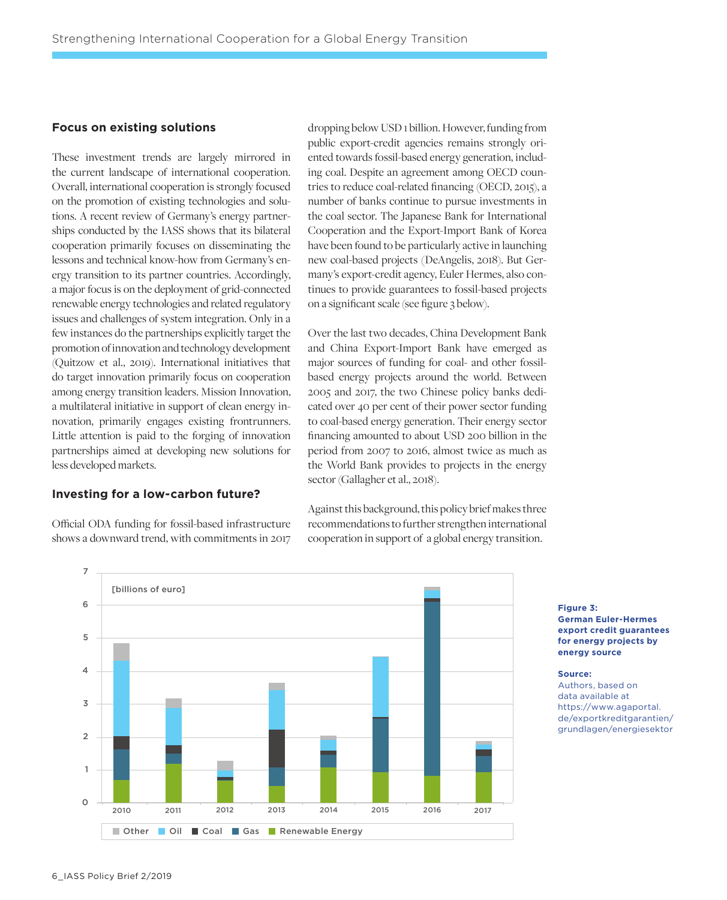## Focus on existing solutions

These investment trends are largely mirrored in the current landscape of international cooperation. Overall, international cooperation is strongly focused on the promotion of existing technologies and solutions. A recent review of Germany's energy partnerships conducted by the IASS shows that its bilateral cooperation primarily focuses on disseminating the lessons and technical know-how from Germany's energy transition to its partner countries. Accordingly, a major focus is on the deployment of grid-connected renewable energy technologies and related regulatory issues and challenges of system integration. Only in a few instances do the partnerships explicitly target the promotion of innovation and technology development (Quitzow et al., 2019). International initiatives that do target innovation primarily focus on cooperation among energy transition leaders. Mission Innovation, a multilateral initiative in support of clean energy innovation, primarily engages existing frontrunners. Little attention is paid to the forging of innovation partnerships aimed at developing new solutions for less developed markets.

## Investing for a low-carbon future?

Official ODA funding for fossil-based infrastructure shows a downward trend, with commitments in 2017 dropping below USD 1 billion. However, funding from public export-credit agencies remains strongly oriented towards fossil-based energy generation, including coal. Despite an agreement among OECD countries to reduce coal-related financing (OECD, 2015), a number of banks continue to pursue investments in the coal sector. The Japanese Bank for International Cooperation and the Export-Import Bank of Korea have been found to be particularly active in launching new coal-based projects (DeAngelis, 2018). But Germany's export-credit agency, Euler Hermes, also continues to provide guarantees to fossil-based projects on a significant scale (see figure 3 below).

Over the last two decades, China Development Bank and China Export-Import Bank have emerged as major sources of funding for coal- and other fossil-based energy projects around the world. Between 2005 and 2017, the two Chinese policy banks dedicated over 40 per cent of their power sector funding to coal-based energy generation. Their energy sector financing amounted to about USD 200 billion in the period from 2007 to 2016, almost twice as much as the World Bank provides to projects in the energy sector (Gallagher et al., 2018).

Against this background, this policy brief makes three recommendations to further strengthen international cooperation in support of a global energy transition.

**Figure 3: German Euler-Hermes export credit guarantees for energy projects by energy source**

**Source:** Authors, based on data available at https://www.agaportal.de/exportkreditgarantien/grundlagen/energiesektor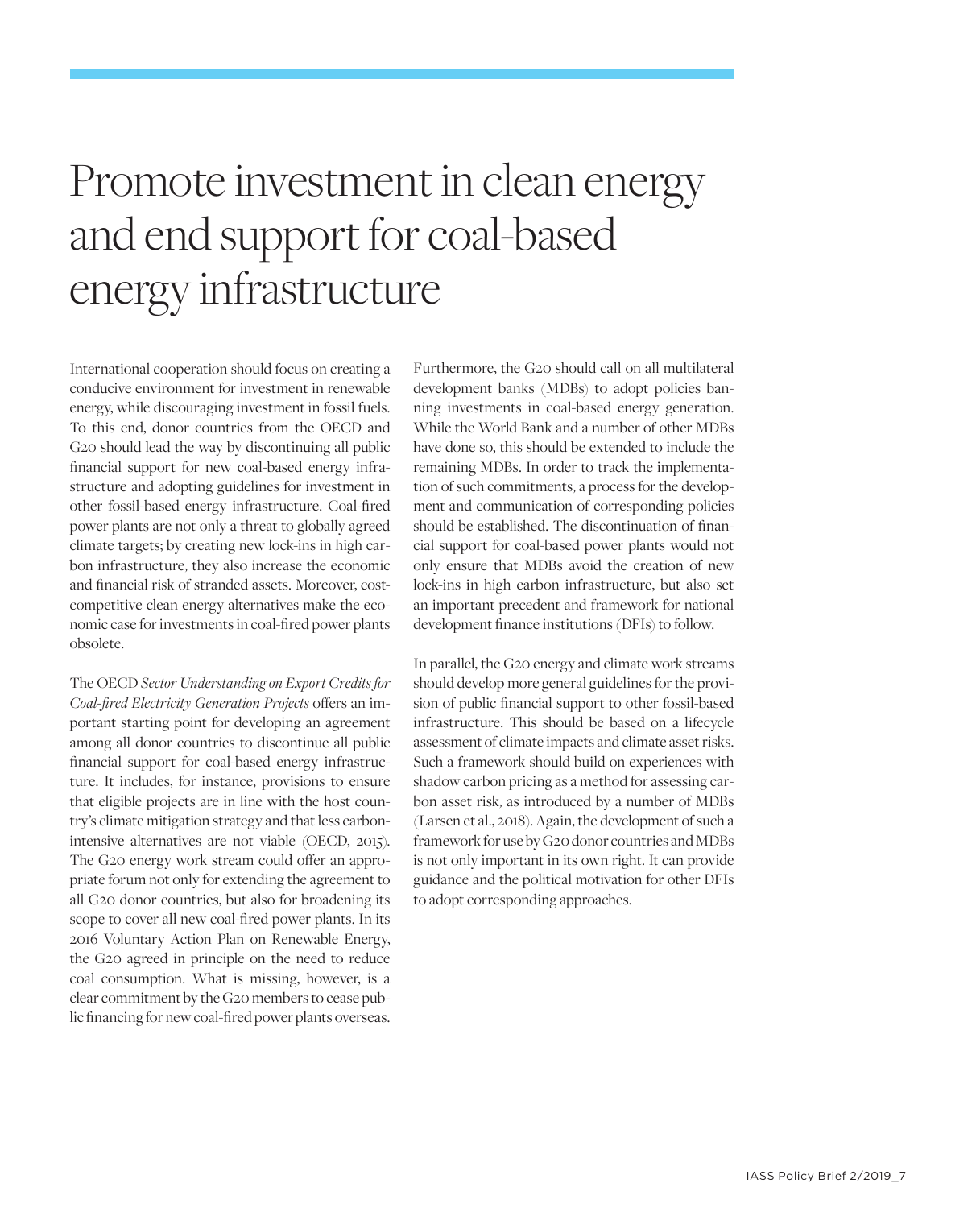# Promote investment in clean energy and end support for coal-based energy infrastructure

International cooperation should focus on creating a conducive environment for investment in renewable energy, while discouraging investment in fossil fuels. To this end, donor countries from the OECD and G20 should lead the way by discontinuing all public financial support for new coal-based energy infrastructure and adopting guidelines for investment in other fossil-based energy infrastructure. Coal-fired power plants are not only a threat to globally agreed climate targets; by creating new lock-ins in high carbon infrastructure, they also increase the economic and financial risk of stranded assets. Moreover, cost-competitive clean energy alternatives make the economic case for investments in coal-fired power plants obsolete.

The OECD *Sector Understanding on Export Credits for Coal-fired Electricity Generation Projects* offers an important starting point for developing an agreement among all donor countries to discontinue all public financial support for coal-based energy infrastructure. It includes, for instance, provisions to ensure that eligible projects are in line with the host country's climate mitigation strategy and that less carbon-intensive alternatives are not viable (OECD, 2015). The G20 energy work stream could offer an appropriate forum not only for extending the agreement to all G20 donor countries, but also for broadening its scope to cover all new coal-fired power plants. In its 2016 Voluntary Action Plan on Renewable Energy, the G20 agreed in principle on the need to reduce coal consumption. What is missing, however, is a clear commitment by the G20 members to cease public financing for new coal-fired power plants overseas.

Furthermore, the G20 should call on all multilateral development banks (MDBs) to adopt policies banning investments in coal-based energy generation. While the World Bank and a number of other MDBs have done so, this should be extended to include the remaining MDBs. In order to track the implementation of such commitments, a process for the development and communication of corresponding policies should be established. The discontinuation of financial support for coal-based power plants would not only ensure that MDBs avoid the creation of new lock-ins in high carbon infrastructure, but also set an important precedent and framework for national development finance institutions (DFIs) to follow.

In parallel, the G20 energy and climate work streams should develop more general guidelines for the provision of public financial support to other fossil-based infrastructure. This should be based on a lifecycle assessment of climate impacts and climate asset risks. Such a framework should build on experiences with shadow carbon pricing as a method for assessing carbon asset risk, as introduced by a number of MDBs (Larsen et al., 2018). Again, the development of such a framework for use by G20 donor countries and MDBs is not only important in its own right. It can provide guidance and the political motivation for other DFIs to adopt corresponding approaches.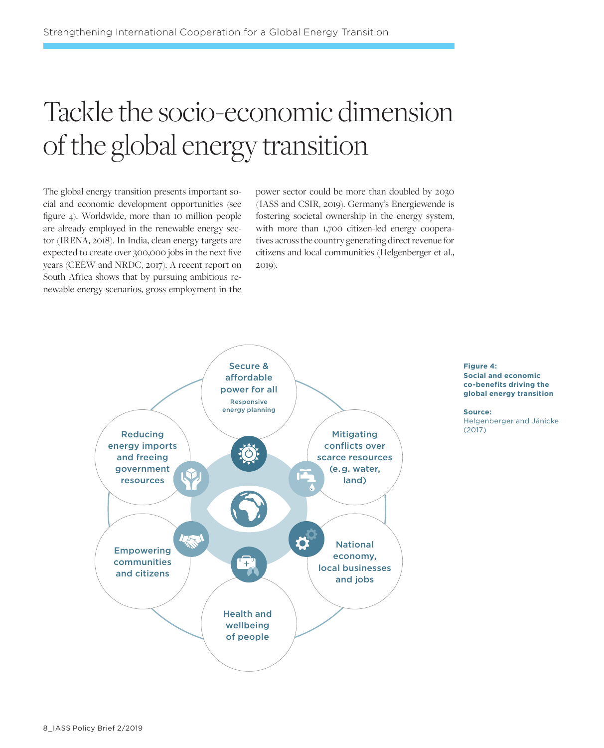# Tackle the socio-economic dimension of the global energy transition

The global energy transition presents important social and economic development opportunities (see figure 4). Worldwide, more than 10 million people are already employed in the renewable energy sector (IRENA, 2018). In India, clean energy targets are expected to create over 300,000 jobs in the next five years (CEEW and NRDC, 2017). A recent report on South Africa shows that by pursuing ambitious renewable energy scenarios, gross employment in the power sector could be more than doubled by 2030 (IASS and CSIR, 2019). Germany's Energiewende is fostering societal ownership in the energy system, with more than 1,700 citizen-led energy cooperatives across the country generating direct revenue for citizens and local communities (Helgenberger et al., 2019).

- Secure & affordable power for all — Responsive energy planning
- Mitigating conflicts over scarce resources (e.g. water, land)
- National economy, local businesses and jobs
- Health and wellbeing of people
- Empowering communities and citizens
- Reducing energy imports and freeing government resources

**Figure 4: Social and economic co-benefits driving the global energy transition**

**Source:** Helgenberger and Jänicke (2017)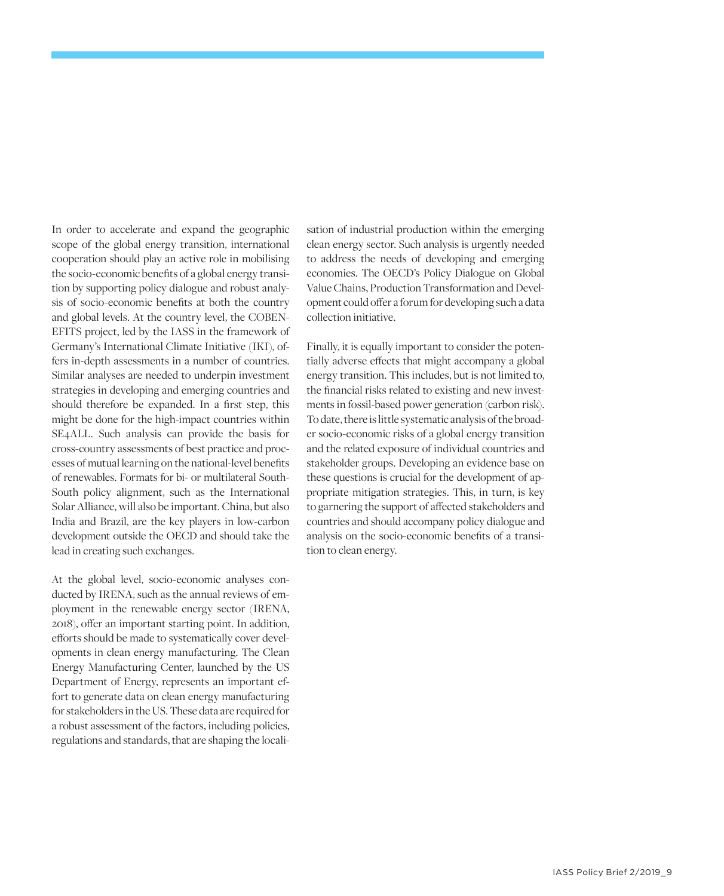In order to accelerate and expand the geographic scope of the global energy transition, international cooperation should play an active role in mobilising the socio-economic benefits of a global energy transition by supporting policy dialogue and robust analysis of socio-economic benefits at both the country and global levels. At the country level, the COBENEFITS project, led by the IASS in the framework of Germany's International Climate Initiative (IKI), offers in-depth assessments in a number of countries. Similar analyses are needed to underpin investment strategies in developing and emerging countries and should therefore be expanded. In a first step, this might be done for the high-impact countries within SE4ALL. Such analysis can provide the basis for cross-country assessments of best practice and processes of mutual learning on the national-level benefits of renewables. Formats for bi- or multilateral South-South policy alignment, such as the International Solar Alliance, will also be important. China, but also India and Brazil, are the key players in low-carbon development outside the OECD and should take the lead in creating such exchanges.

At the global level, socio-economic analyses conducted by IRENA, such as the annual reviews of employment in the renewable energy sector (IRENA, 2018), offer an important starting point. In addition, efforts should be made to systematically cover developments in clean energy manufacturing. The Clean Energy Manufacturing Center, launched by the US Department of Energy, represents an important effort to generate data on clean energy manufacturing for stakeholders in the US. These data are required for a robust assessment of the factors, including policies, regulations and standards, that are shaping the localisation of industrial production within the emerging clean energy sector. Such analysis is urgently needed to address the needs of developing and emerging economies. The OECD's Policy Dialogue on Global Value Chains, Production Transformation and Development could offer a forum for developing such a data collection initiative.

Finally, it is equally important to consider the potentially adverse effects that might accompany a global energy transition. This includes, but is not limited to, the financial risks related to existing and new investments in fossil-based power generation (carbon risk). To date, there is little systematic analysis of the broader socio-economic risks of a global energy transition and the related exposure of individual countries and stakeholder groups. Developing an evidence base on these questions is crucial for the development of appropriate mitigation strategies. This, in turn, is key to garnering the support of affected stakeholders and countries and should accompany policy dialogue and analysis on the socio-economic benefits of a transition to clean energy.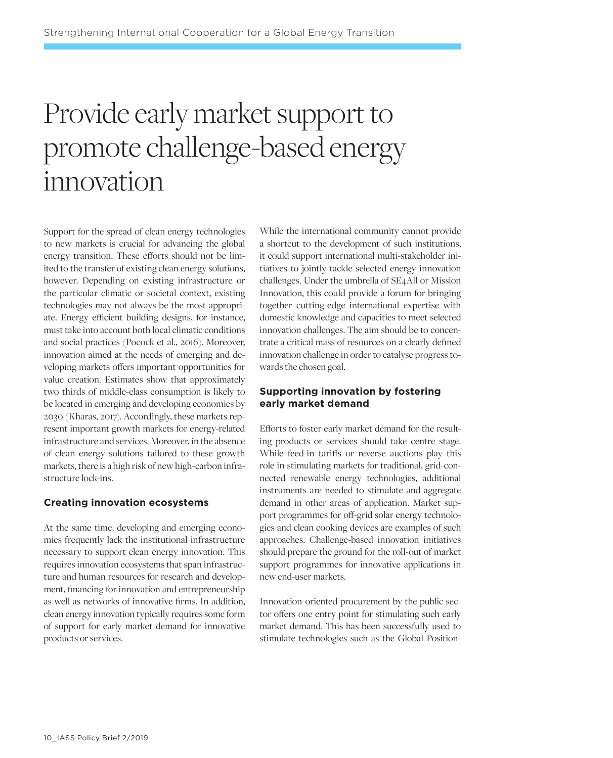# Provide early market support to promote challenge-based energy innovation

Support for the spread of clean energy technologies to new markets is crucial for advancing the global energy transition. These efforts should not be limited to the transfer of existing clean energy solutions, however. Depending on existing infrastructure or the particular climatic or societal context, existing technologies may not always be the most appropriate. Energy efficient building designs, for instance, must take into account both local climatic conditions and social practices (Pocock et al., 2016). Moreover, innovation aimed at the needs of emerging and developing markets offers important opportunities for value creation. Estimates show that approximately two thirds of middle-class consumption is likely to be located in emerging and developing economies by 2030 (Kharas, 2017). Accordingly, these markets represent important growth markets for energy-related infrastructure and services. Moreover, in the absence of clean energy solutions tailored to these growth markets, there is a high risk of new high-carbon infrastructure lock-ins.

## Creating innovation ecosystems

At the same time, developing and emerging economies frequently lack the institutional infrastructure necessary to support clean energy innovation. This requires innovation ecosystems that span infrastructure and human resources for research and development, financing for innovation and entrepreneurship as well as networks of innovative firms. In addition, clean energy innovation typically requires some form of support for early market demand for innovative products or services.

While the international community cannot provide a shortcut to the development of such institutions, it could support international multi-stakeholder initiatives to jointly tackle selected energy innovation challenges. Under the umbrella of SE4All or Mission Innovation, this could provide a forum for bringing together cutting-edge international expertise with domestic knowledge and capacities to meet selected innovation challenges. The aim should be to concentrate a critical mass of resources on a clearly defined innovation challenge in order to catalyse progress towards the chosen goal.

## Supporting innovation by fostering early market demand

Efforts to foster early market demand for the resulting products or services should take centre stage. While feed-in tariffs or reverse auctions play this role in stimulating markets for traditional, grid-connected renewable energy technologies, additional instruments are needed to stimulate and aggregate demand in other areas of application. Market support programmes for off-grid solar energy technologies and clean cooking devices are examples of such approaches. Challenge-based innovation initiatives should prepare the ground for the roll-out of market support programmes for innovative applications in new end-user markets.

Innovation-oriented procurement by the public sector offers one entry point for stimulating such early market demand. This has been successfully used to stimulate technologies such as the Global Position-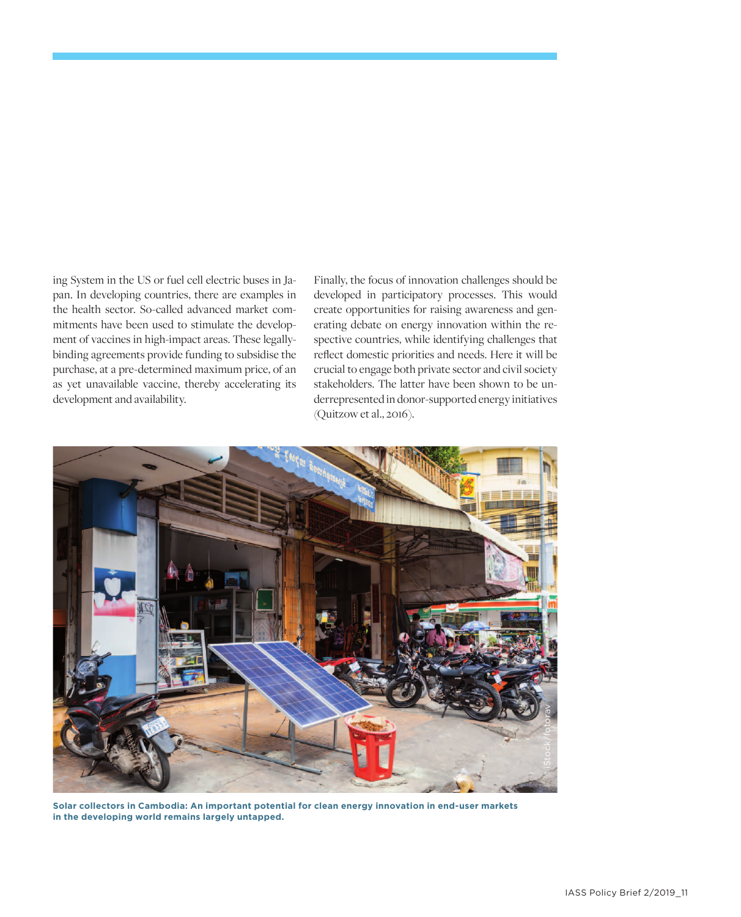ing System in the US or fuel cell electric buses in Japan. In developing countries, there are examples in the health sector. So-called advanced market commitments have been used to stimulate the development of vaccines in high-impact areas. These legally-binding agreements provide funding to subsidise the purchase, at a pre-determined maximum price, of an as yet unavailable vaccine, thereby accelerating its development and availability.

Finally, the focus of innovation challenges should be developed in participatory processes. This would create opportunities for raising awareness and generating debate on energy innovation within the respective countries, while identifying challenges that reflect domestic priorities and needs. Here it will be crucial to engage both private sector and civil society stakeholders. The latter have been shown to be underrepresented in donor-supported energy initiatives (Quitzow et al., 2016).

**Solar collectors in Cambodia: An important potential for clean energy innovation in end-user markets in the developing world remains largely untapped.**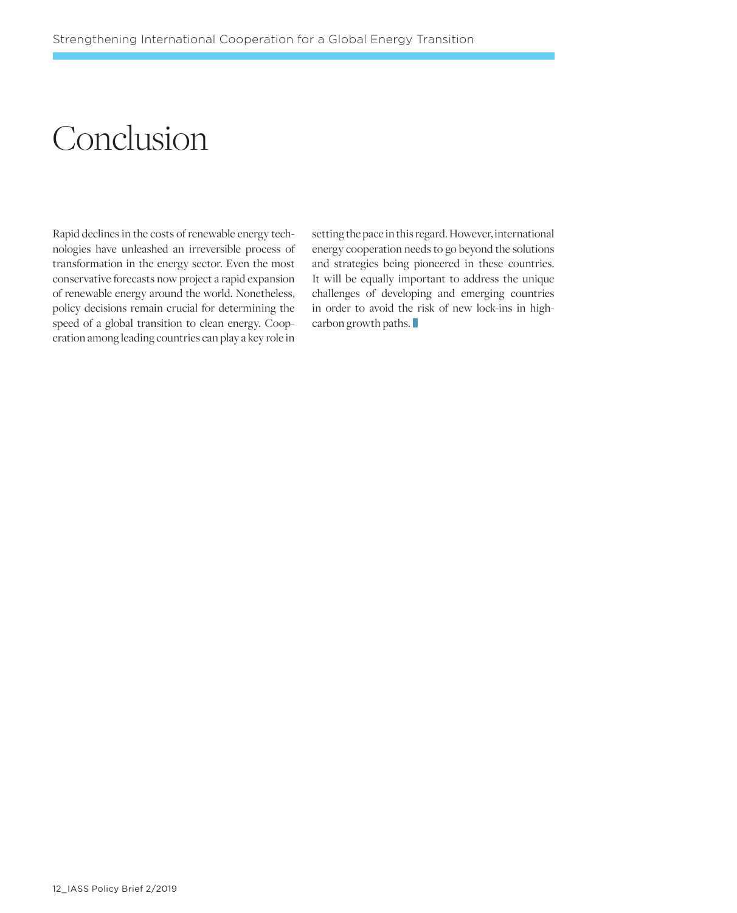# Conclusion

Rapid declines in the costs of renewable energy technologies have unleashed an irreversible process of transformation in the energy sector. Even the most conservative forecasts now project a rapid expansion of renewable energy around the world. Nonetheless, policy decisions remain crucial for determining the speed of a global transition to clean energy. Cooperation among leading countries can play a key role in setting the pace in this regard. However, international energy cooperation needs to go beyond the solutions and strategies being pioneered in these countries. It will be equally important to address the unique challenges of developing and emerging countries in order to avoid the risk of new lock-ins in high-carbon growth paths.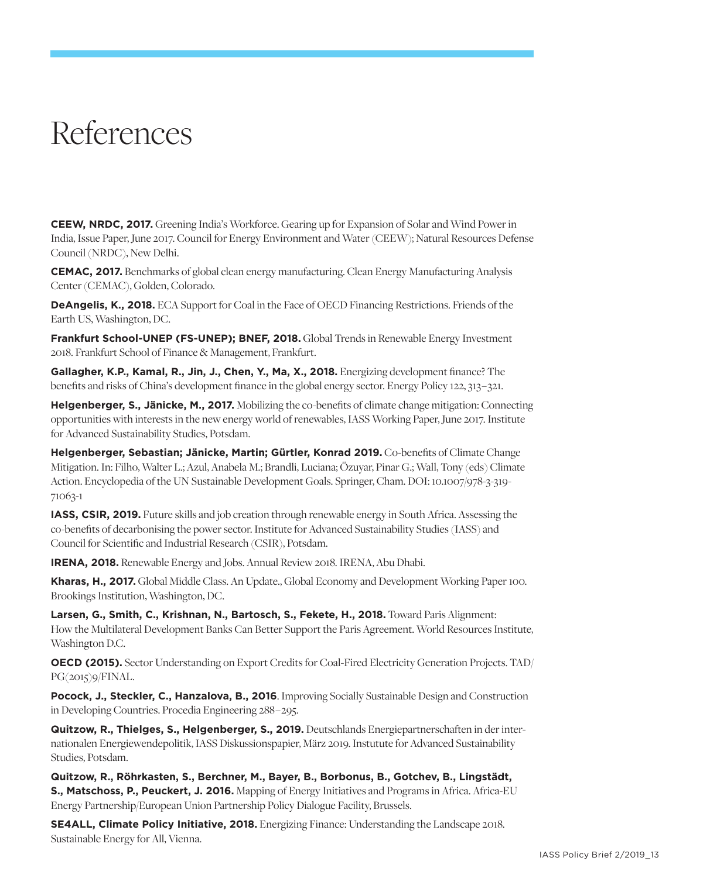# References

**CEEW, NRDC, 2017.** Greening India's Workforce. Gearing up for Expansion of Solar and Wind Power in India, Issue Paper, June 2017. Council for Energy Environment and Water (CEEW); Natural Resources Defense Council (NRDC), New Delhi.

**CEMAC, 2017.** Benchmarks of global clean energy manufacturing. Clean Energy Manufacturing Analysis Center (CEMAC), Golden, Colorado.

**DeAngelis, K., 2018.** ECA Support for Coal in the Face of OECD Financing Restrictions. Friends of the Earth US, Washington, DC.

**Frankfurt School-UNEP (FS-UNEP); BNEF, 2018.** Global Trends in Renewable Energy Investment 2018. Frankfurt School of Finance & Management, Frankfurt.

**Gallagher, K.P., Kamal, R., Jin, J., Chen, Y., Ma, X., 2018.** Energizing development finance? The benefits and risks of China's development finance in the global energy sector. Energy Policy 122, 313–321.

**Helgenberger, S., Jänicke, M., 2017.** Mobilizing the co-benefits of climate change mitigation: Connecting opportunities with interests in the new energy world of renewables, IASS Working Paper, June 2017. Institute for Advanced Sustainability Studies, Potsdam.

**Helgenberger, Sebastian; Jänicke, Martin; Gürtler, Konrad 2019.** Co-benefits of Climate Change Mitigation. In: Filho, Walter L.; Azul, Anabela M.; Brandli, Luciana; Özuyar, Pinar G.; Wall, Tony (eds) Climate Action. Encyclopedia of the UN Sustainable Development Goals. Springer, Cham. DOI: 10.1007/978-3-319-71063-1

**IASS, CSIR, 2019.** Future skills and job creation through renewable energy in South Africa. Assessing the co-benefits of decarbonising the power sector. Institute for Advanced Sustainability Studies (IASS) and Council for Scientific and Industrial Research (CSIR), Potsdam.

**IRENA, 2018.** Renewable Energy and Jobs. Annual Review 2018. IRENA, Abu Dhabi.

**Kharas, H., 2017.** Global Middle Class. An Update., Global Economy and Development Working Paper 100. Brookings Institution, Washington, DC.

**Larsen, G., Smith, C., Krishnan, N., Bartosch, S., Fekete, H., 2018.** Toward Paris Alignment: How the Multilateral Development Banks Can Better Support the Paris Agreement. World Resources Institute, Washington D.C.

**OECD (2015).** Sector Understanding on Export Credits for Coal-Fired Electricity Generation Projects. TAD/PG(2015)9/FINAL.

**Pocock, J., Steckler, C., Hanzalova, B., 2016**. Improving Socially Sustainable Design and Construction in Developing Countries. Procedia Engineering 288–295.

**Quitzow, R., Thielges, S., Helgenberger, S., 2019.** Deutschlands Energiepartnerschaften in der internationalen Energiewendepolitik, IASS Diskussionspapier, März 2019. Instutute for Advanced Sustainability Studies, Potsdam.

**Quitzow, R., Röhrkasten, S., Berchner, M., Bayer, B., Borbonus, B., Gotchev, B., Lingstädt, S., Matschoss, P., Peuckert, J. 2016.** Mapping of Energy Initiatives and Programs in Africa. Africa-EU Energy Partnership/European Union Partnership Policy Dialogue Facility, Brussels.

**SE4ALL, Climate Policy Initiative, 2018.** Energizing Finance: Understanding the Landscape 2018. Sustainable Energy for All, Vienna.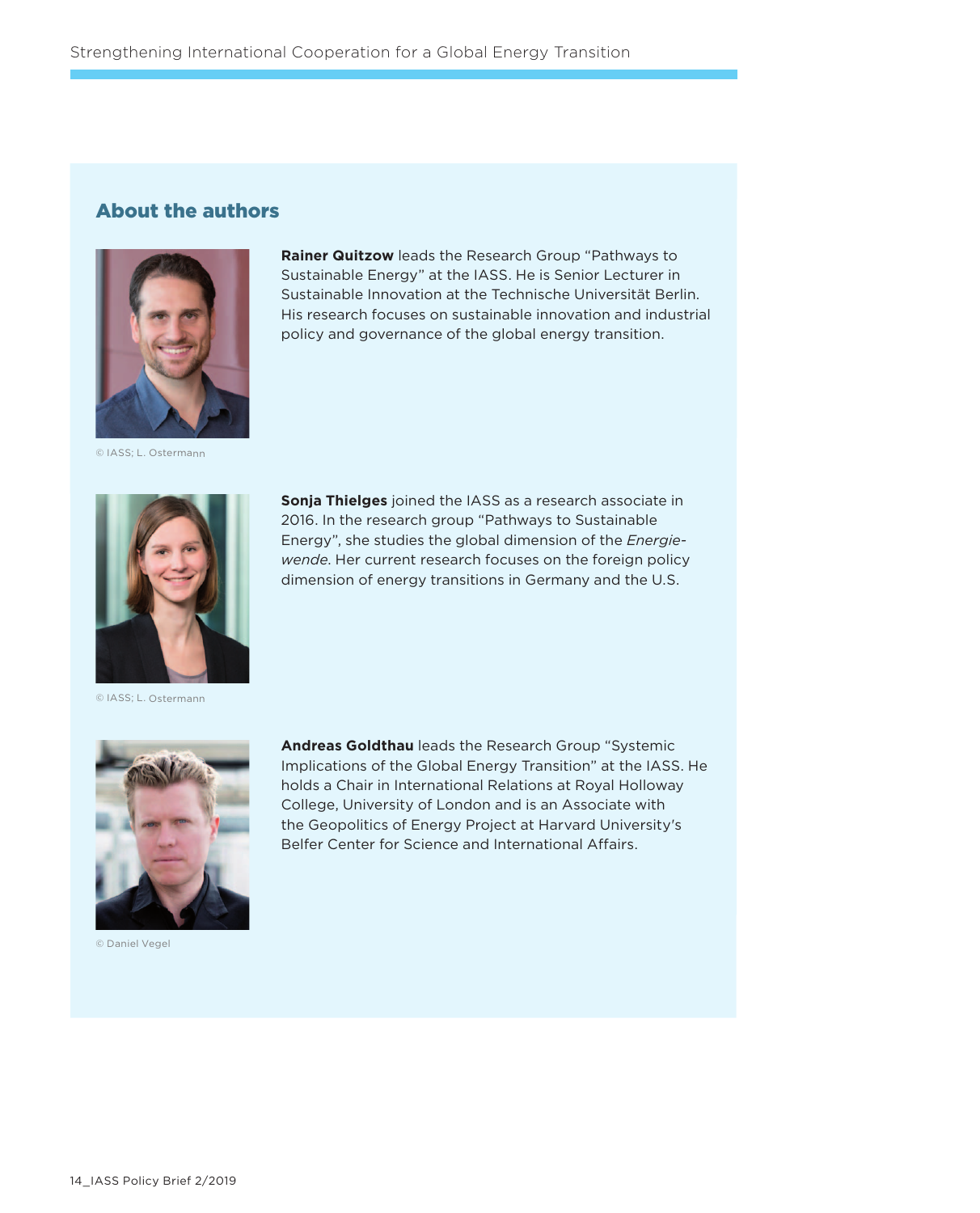## About the authors

© IASS; L. Ostermann

**Rainer Quitzow** leads the Research Group "Pathways to Sustainable Energy" at the IASS. He is Senior Lecturer in Sustainable Innovation at the Technische Universität Berlin. His research focuses on sustainable innovation and industrial policy and governance of the global energy transition.

© IASS; L. Ostermann

**Sonja Thielges** joined the IASS as a research associate in 2016. In the research group "Pathways to Sustainable Energy", she studies the global dimension of the *Energiewende*. Her current research focuses on the foreign policy dimension of energy transitions in Germany and the U.S.

© Daniel Vegel

**Andreas Goldthau** leads the Research Group "Systemic Implications of the Global Energy Transition" at the IASS. He holds a Chair in International Relations at Royal Holloway College, University of London and is an Associate with the Geopolitics of Energy Project at Harvard University's Belfer Center for Science and International Affairs.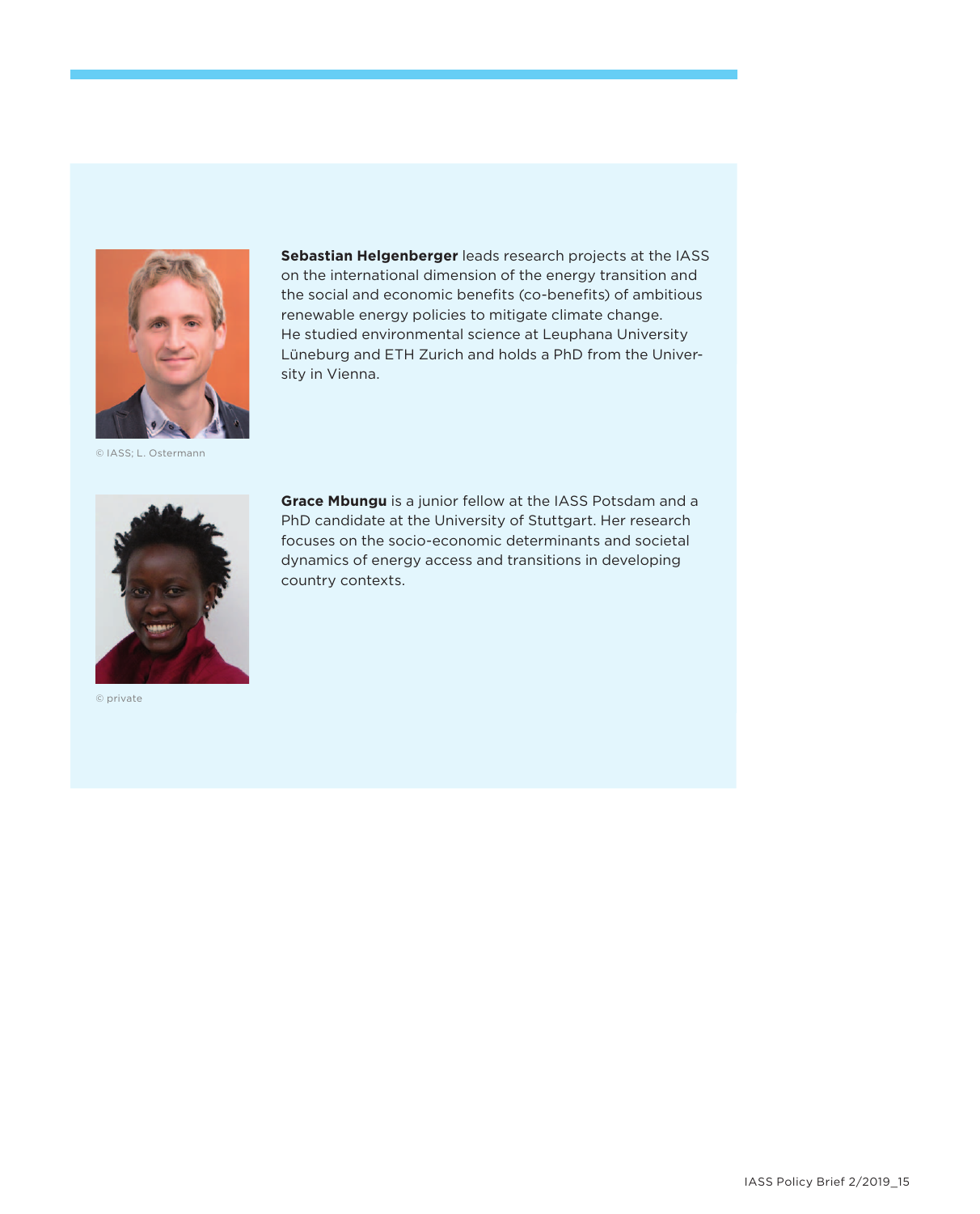© IASS; L. Ostermann

**Sebastian Helgenberger** leads research projects at the IASS on the international dimension of the energy transition and the social and economic benefits (co-benefits) of ambitious renewable energy policies to mitigate climate change. He studied environmental science at Leuphana University Lüneburg and ETH Zurich and holds a PhD from the University in Vienna.

© private

**Grace Mbungu** is a junior fellow at the IASS Potsdam and a PhD candidate at the University of Stuttgart. Her research focuses on the socio-economic determinants and societal dynamics of energy access and transitions in developing country contexts.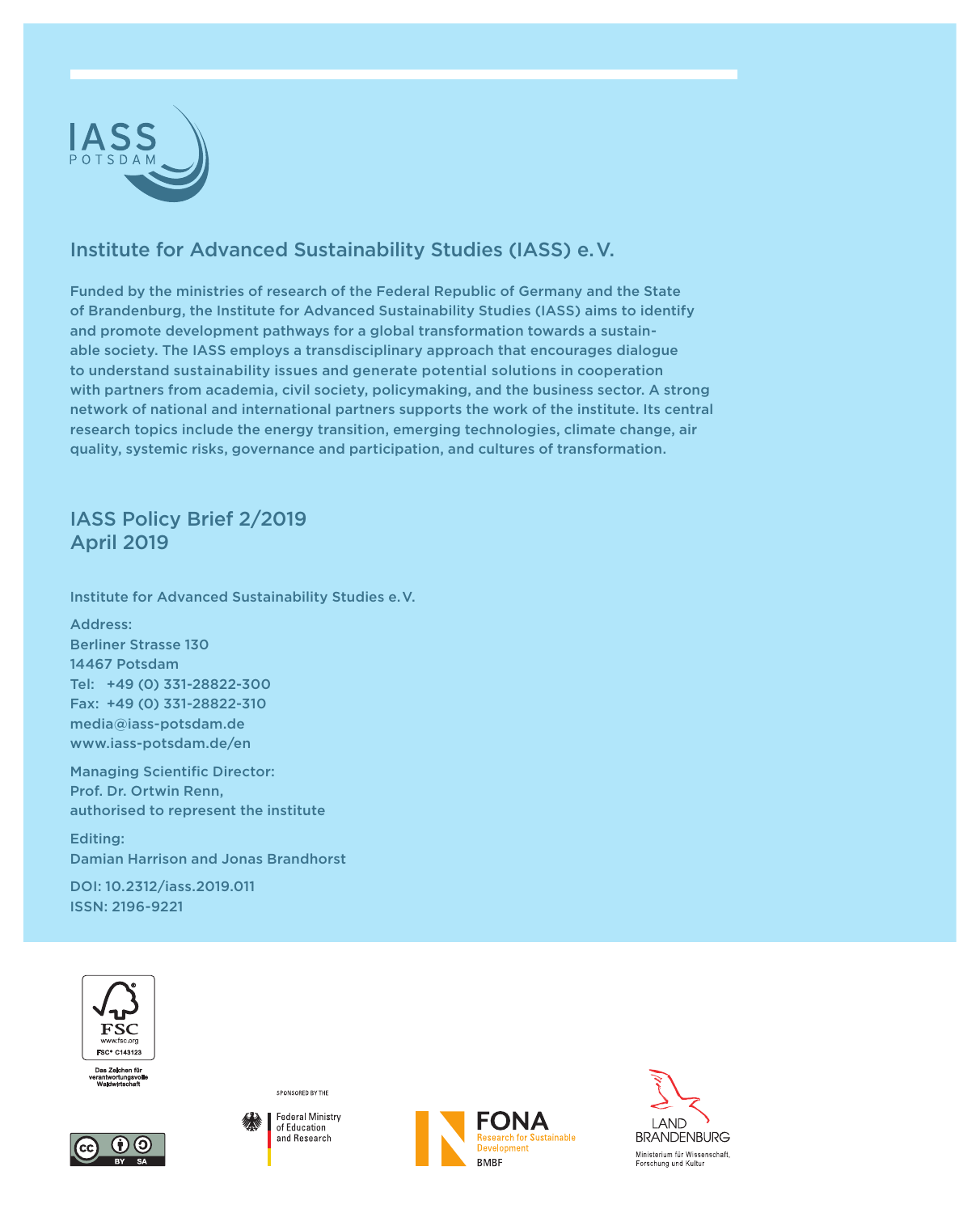IASS POTSDAM

## Institute for Advanced Sustainability Studies (IASS) e. V.

Funded by the ministries of research of the Federal Republic of Germany and the State of Brandenburg, the Institute for Advanced Sustainability Studies (IASS) aims to identify and promote development pathways for a global transformation towards a sustainable society. The IASS employs a transdisciplinary approach that encourages dialogue to understand sustainability issues and generate potential solutions in cooperation with partners from academia, civil society, policymaking, and the business sector. A strong network of national and international partners supports the work of the institute. Its central research topics include the energy transition, emerging technologies, climate change, air quality, systemic risks, governance and participation, and cultures of transformation.

## IASS Policy Brief 2/2019
## April 2019

Institute for Advanced Sustainability Studies e. V.

Address:
Berliner Strasse 130
14467 Potsdam
Tel: +49 (0) 331-28822-300
Fax: +49 (0) 331-28822-310
media@iass-potsdam.de
www.iass-potsdam.de/en

Managing Scientific Director:
Prof. Dr. Ortwin Renn,
authorised to represent the institute

Editing:
Damian Harrison and Jonas Brandhorst

DOI: 10.2312/iass.2019.011
ISSN: 2196-9221

FSC
www.fsc.org
FSC® C143123
Das Zeichen für verantwortungsvolle Waldwirtschaft

SPONSORED BY THE
Federal Ministry of Education and Research

FONA
Research for Sustainable Development
BMBF

LAND BRANDENBURG
Ministerium für Wissenschaft, Forschung und Kultur